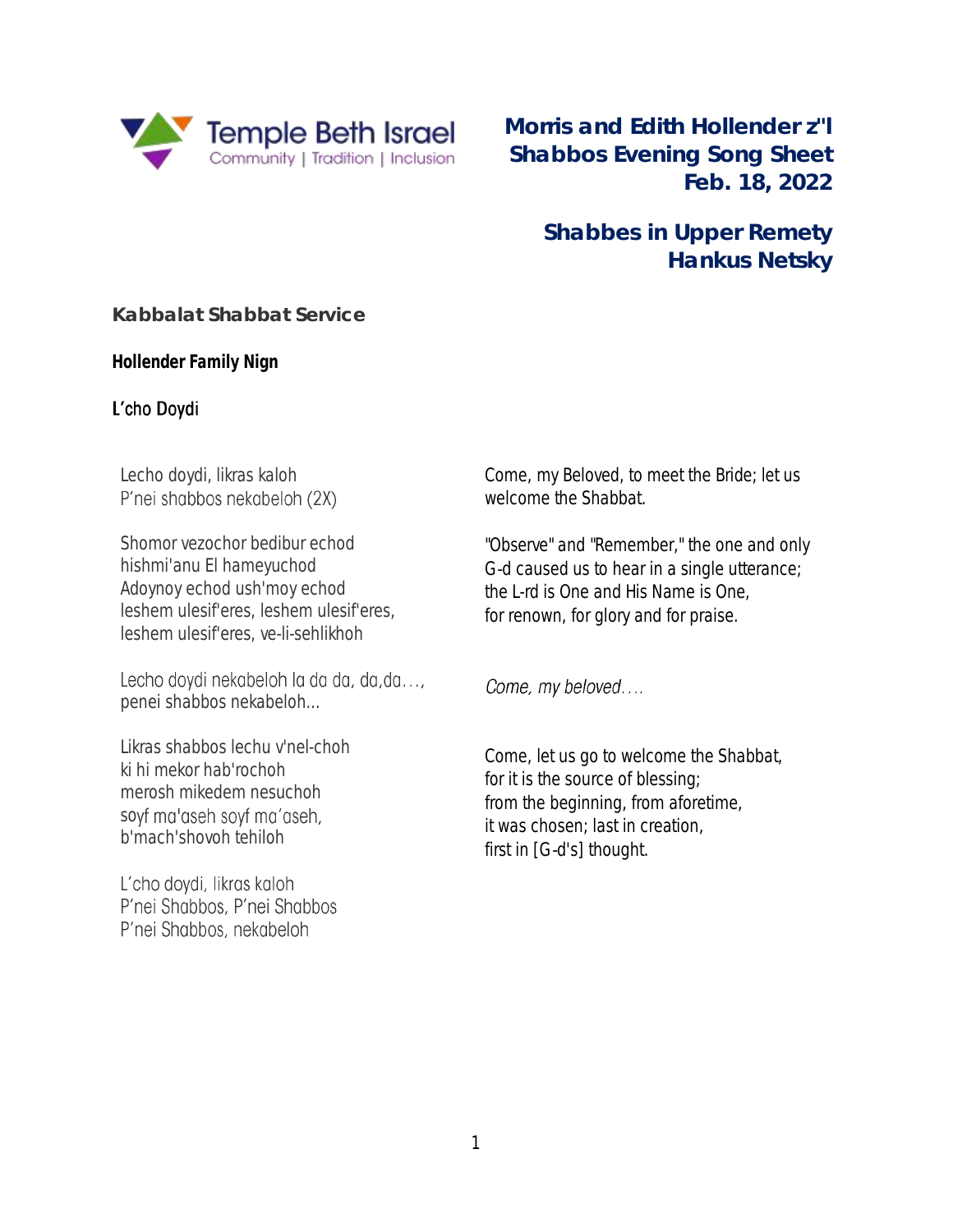Temple Beth Israel
Community | Tradition | Inclusion

# Morris and Edith Hollender z"l Shabbos Evening Song Sheet Feb. 18, 2022

## Shabbes in Upper Remety Hankus Netsky

### Kabbalat Shabbat Service

**Hollender Family Nign**

L'cho Doydi

Lecho doydi, likras kaloh
P'nei shabbos nekabeloh (2X)

Come, my Beloved, to meet the Bride; let us welcome the Shabbat.

Shomor vezochor bedibur echod
hishmi'anu El hameyuchod
Adoynoy echod ush'moy echod
leshem ulesif'eres, leshem ulesif'eres,
leshem ulesif'eres, ve-li-sehlikhoh

"Observe" and "Remember," the one and only
G-d caused us to hear in a single utterance;
the L-rd is One and His Name is One,
for renown, for glory and for praise.

Lecho doydi nekabeloh la da da, da,da…,
penei shabbos nekabeloh...

*Come, my beloved….*

Likras shabbos lechu v'nel-choh
ki hi mekor hab'rochoh
merosh mikedem nesuchoh
soyf ma'aseh soyf ma'aseh,
b'mach'shovoh tehiloh

Come, let us go to welcome the Shabbat,
for it is the source of blessing;
from the beginning, from aforetime,
it was chosen; last in creation,
first in [G-d's] thought.

L'cho doydi, likras kaloh
P'nei Shabbos, P'nei Shabbos
P'nei Shabbos, nekabeloh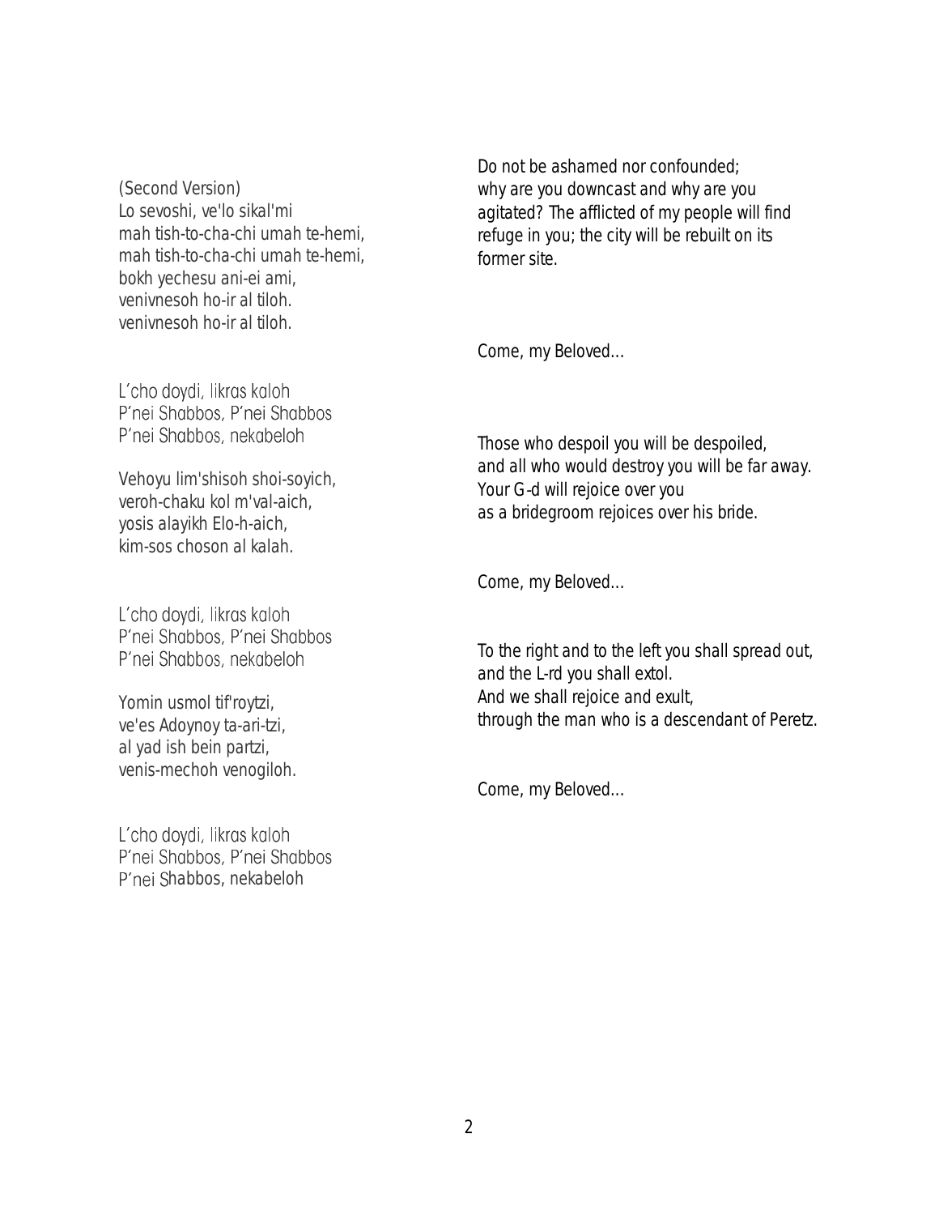(Second Version)
Lo sevoshi, ve'lo sikal'mi
mah tish-to-cha-chi umah te-hemi,
mah tish-to-cha-chi umah te-hemi,
bokh yechesu ani-ei ami,
venivnesoh ho-ir al tiloh.
venivnesoh ho-ir al tiloh.

Do not be ashamed nor confounded;
why are you downcast and why are you agitated? The afflicted of my people will find refuge in you; the city will be rebuilt on its former site.

L'cho doydi, likras kaloh
P'nei Shabbos, P'nei Shabbos
P'nei Shabbos, nekabeloh

Come, my Beloved...

Vehoyu lim'shisoh shoi-soyich,
veroh-chaku kol m'val-aich,
yosis alayikh Elo-h-aich,
kim-sos choson al kalah.

Those who despoil you will be despoiled,
and all who would destroy you will be far away.
Your G-d will rejoice over you
as a bridegroom rejoices over his bride.

L'cho doydi, likras kaloh
P'nei Shabbos, P'nei Shabbos
P'nei Shabbos, nekabeloh

Come, my Beloved...

Yomin usmol tif'roytzi,
ve'es Adoynoy ta-ari-tzi,
al yad ish bein partzi,
venis-mechoh venogiloh.

To the right and to the left you shall spread out,
and the L-rd you shall extol.
And we shall rejoice and exult,
through the man who is a descendant of Peretz.

L'cho doydi, likras kaloh
P'nei Shabbos, P'nei Shabbos
P'nei Shabbos, nekabeloh

Come, my Beloved...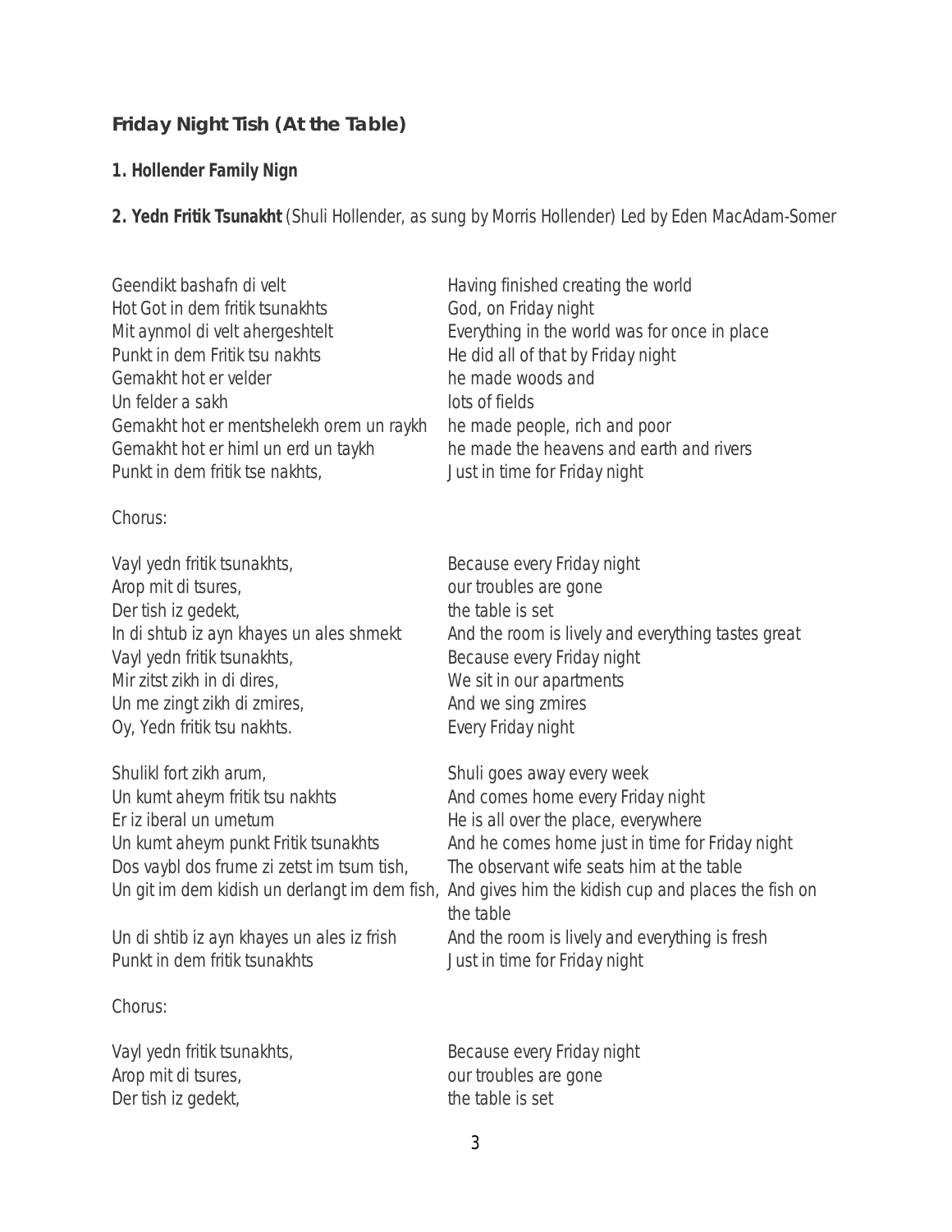### Friday Night Tish (At the Table)

**1. Hollender Family Nign**

**2. Yedn Fritik Tsunakht** (Shuli Hollender, as sung by Morris Hollender) Led by Eden MacAdam-Somer

| | |
|---|---|
| Geendikt bashafn di velt | Having finished creating the world |
| Hot Got in dem fritik tsunakhts | God, on Friday night |
| Mit aynmol di velt ahergeshtelt | Everything in the world was for once in place |
| Punkt in dem Fritik tsu nakhts | He did all of that by Friday night |
| Gemakht hot er velder | he made woods and |
| Un felder a sakh | lots of fields |
| Gemakht hot er mentshelekh orem un raykh | he made people, rich and poor |
| Gemakht hot er himl un erd un taykh | he made the heavens and earth and rivers |
| Punkt in dem fritik tse nakhts, | Just in time for Friday night |

Chorus:

| | |
|---|---|
| Vayl yedn fritik tsunakhts, | Because every Friday night |
| Arop mit di tsures, | our troubles are gone |
| Der tish iz gedekt, | the table is set |
| In di shtub iz ayn khayes un ales shmekt | And the room is lively and everything tastes great |
| Vayl yedn fritik tsunakhts, | Because every Friday night |
| Mir zitst zikh in di dires, | We sit in our apartments |
| Un me zingt zikh di zmires, | And we sing zmires |
| Oy, Yedn fritik tsu nakhts. | Every Friday night |

| | |
|---|---|
| Shulikl fort zikh arum, | Shuli goes away every week |
| Un kumt aheym fritik tsu nakhts | And comes home every Friday night |
| Er iz iberal un umetum | He is all over the place, everywhere |
| Un kumt aheym punkt Fritik tsunakhts | And he comes home just in time for Friday night |
| Dos vaybl dos frume zi zetst im tsum tish, | The observant wife seats him at the table |
| Un git im dem kidish un derlangt im dem fish, | And gives him the kidish cup and places the fish on the table |
| Un di shtib iz ayn khayes un ales iz frish | And the room is lively and everything is fresh |
| Punkt in dem fritik tsunakhts | Just in time for Friday night |

Chorus:

| | |
|---|---|
| Vayl yedn fritik tsunakhts, | Because every Friday night |
| Arop mit di tsures, | our troubles are gone |
| Der tish iz gedekt, | the table is set |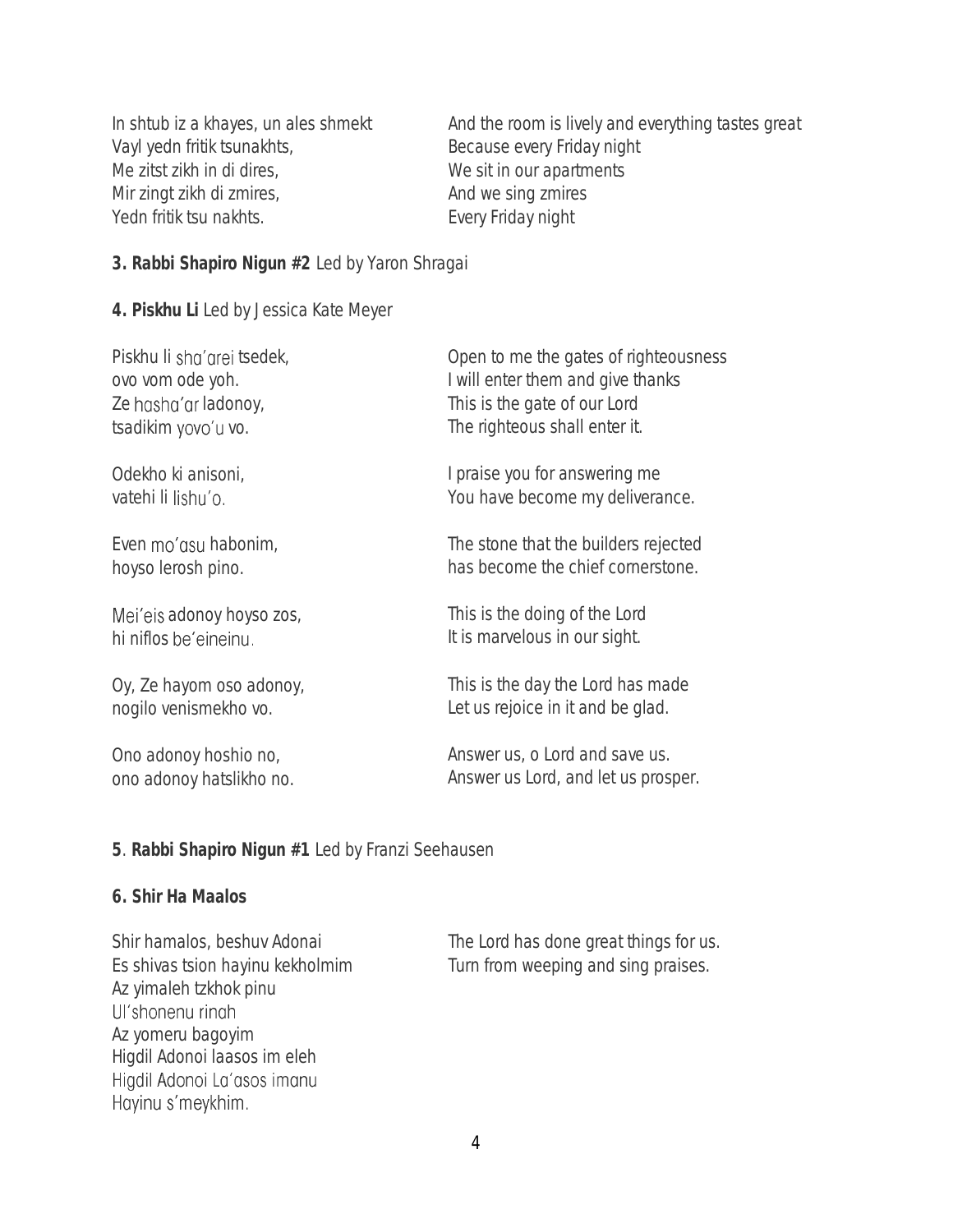| | |
|---|---|
| In shtub iz a khayes, un ales shmekt | And the room is lively and everything tastes great |
| Vayl yedn fritik tsunakhts, | Because every Friday night |
| Me zitst zikh in di dires, | We sit in our apartments |
| Mir zingt zikh di zmires, | And we sing zmires |
| Yedn fritik tsu nakhts. | Every Friday night |

**3. Rabbi Shapiro Nigun #2** Led by Yaron Shragai

**4. Piskhu Li** Led by Jessica Kate Meyer

| | |
|---|---|
| Piskhu li sha'arei tsedek, | Open to me the gates of righteousness |
| ovo vom ode yoh. | I will enter them and give thanks |
| Ze hasha'ar ladonoy, | This is the gate of our Lord |
| tsadikim yovo'u vo. | The righteous shall enter it. |
| | |
| Odekho ki anisoni, | I praise you for answering me |
| vatehi li lishu'o. | You have become my deliverance. |
| | |
| Even mo'asu habonim, | The stone that the builders rejected |
| hoyso lerosh pino. | has become the chief cornerstone. |
| | |
| Mei'eis adonoy hoyso zos, | This is the doing of the Lord |
| hi niflos be'eineinu. | It is marvelous in our sight. |
| | |
| Oy, Ze hayom oso adonoy, | This is the day the Lord has made |
| nogilo venismekho vo. | Let us rejoice in it and be glad. |
| | |
| Ono adonoy hoshio no, | Answer us, o Lord and save us. |
| ono adonoy hatslikho no. | Answer us Lord, and let us prosper. |

**5**. **Rabbi Shapiro Nigun #1** Led by Franzi Seehausen

**6. Shir Ha Maalos**

| | |
|---|---|
| Shir hamalos, beshuv Adonai | The Lord has done great things for us. |
| Es shivas tsion hayinu kekholmim | Turn from weeping and sing praises. |
| Az yimaleh tzkhok pinu | |
| Ul'shonenu rinah | |
| Az yomeru bagoyim | |
| Higdil Adonoi laasos im eleh | |
| Higdil Adonoi La'asos imanu | |
| Hayinu s'meykhim. | |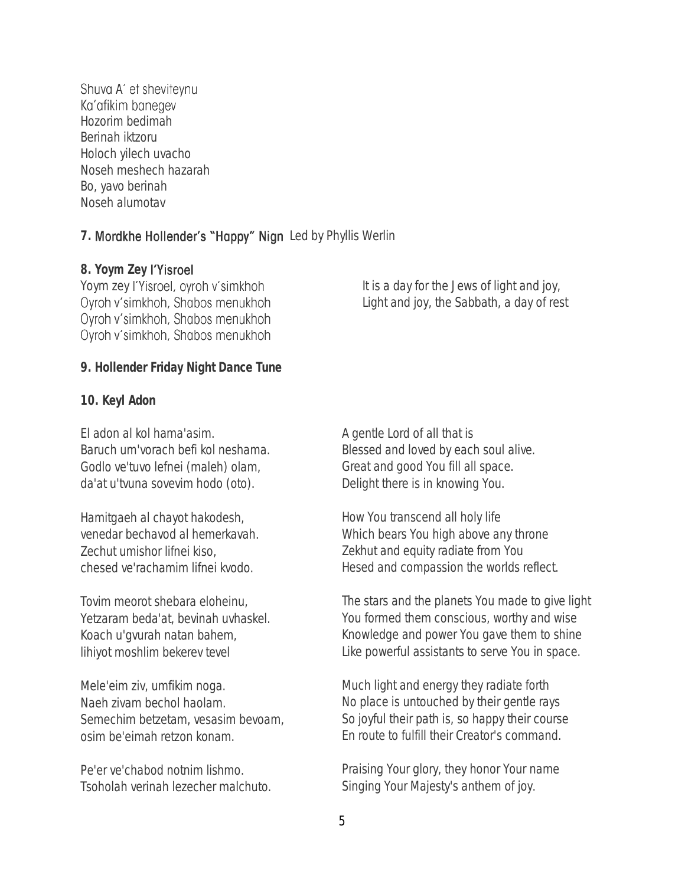Shuva A' et sheviteynu
Ka'afikim banegev
Hozorim bedimah
Berinah iktzoru
Holoch yilech uvacho
Noseh meshech hazarah
Bo, yavo berinah
Noseh alumotav

**7. Mordkhe Hollender's "Happy" Nign** Led by Phyllis Werlin

**8. Yoym Zey l'Yisroel**

Yoym zey l'Yisroel, oyroh v'simkhoh
Oyroh v'simkhoh, Shabos menukhoh
Oyroh v'simkhoh, Shabos menukhoh
Oyroh v'simkhoh, Shabos menukhoh

It is a day for the Jews of light and joy,
Light and joy, the Sabbath, a day of rest

***9. Hollender Friday Night Dance Tune***

***10. Keyl Adon***

El adon al kol hama'asim.
Baruch um'vorach befi kol neshama.
Godlo ve'tuvo lefnei (maleh) olam,
da'at u'tvuna sovevim hodo (oto).

A gentle Lord of all that is
Blessed and loved by each soul alive.
Great and good You fill all space.
Delight there is in knowing You.

Hamitgaeh al chayot hakodesh,
venedar bechavod al hemerkavah.
Zechut umishor lifnei kiso,
chesed ve'rachamim lifnei kvodo.

How You transcend all holy life
Which bears You high above any throne
Zekhut and equity radiate from You
Hesed and compassion the worlds reflect.

Tovim meorot shebara eloheinu,
Yetzaram beda'at, bevinah uvhaskel.
Koach u'gvurah natan bahem,
lihiyot moshlim bekerev tevel

The stars and the planets You made to give light
You formed them conscious, worthy and wise
Knowledge and power You gave them to shine
Like powerful assistants to serve You in space.

Mele'eim ziv, umfikim noga.
Naeh zivam bechol haolam.
Semechim betzetam, vesasim bevoam,
osim be'eimah retzon konam.

Much light and energy they radiate forth
No place is untouched by their gentle rays
So joyful their path is, so happy their course
En route to fulfill their Creator's command.

Pe'er ve'chabod notnim lishmo.
Tsoholah verinah lezecher malchuto.

Praising Your glory, they honor Your name
Singing Your Majesty's anthem of joy.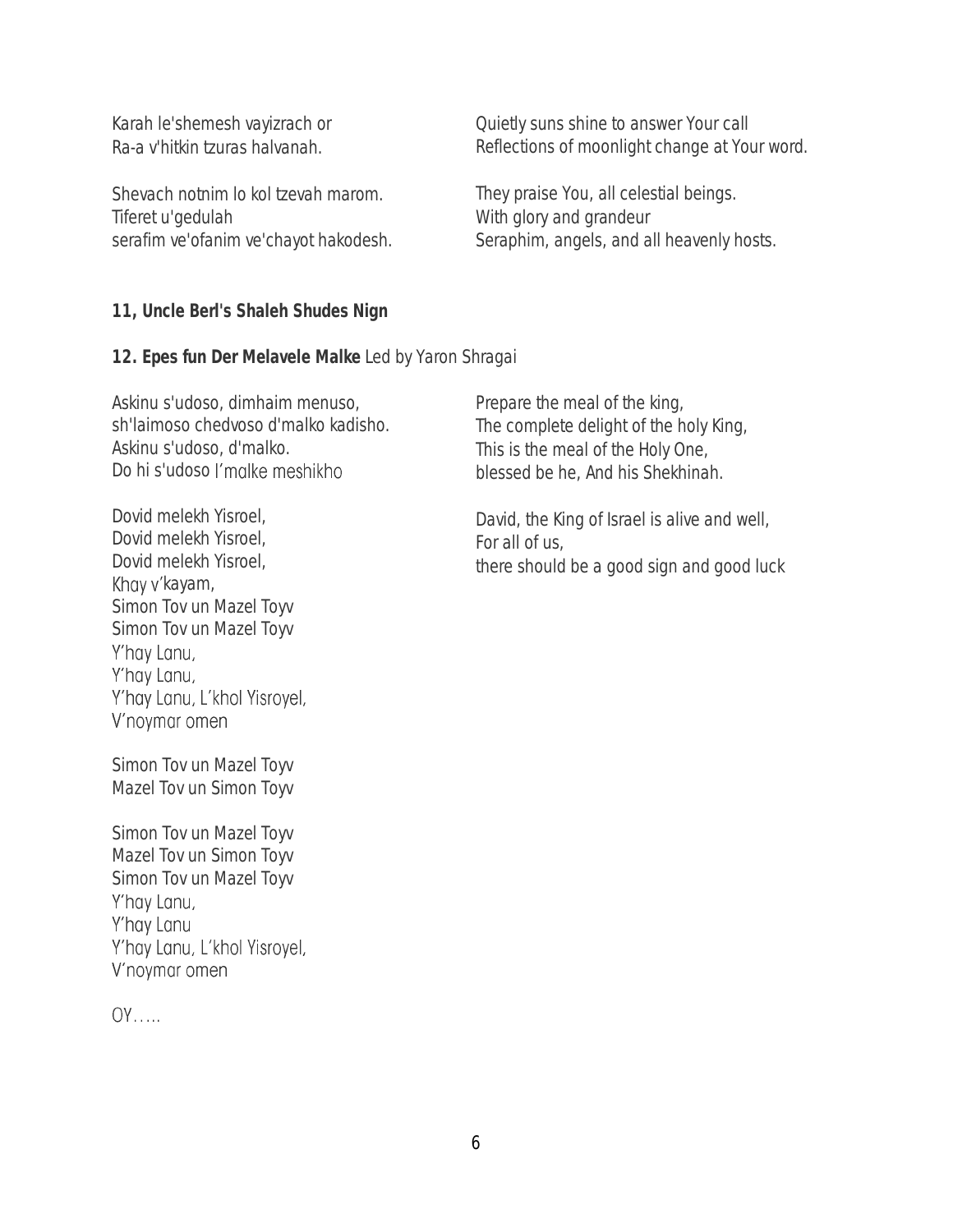Karah le'shemesh vayizrach or
Ra-a v'hitkin tzuras halvanah.

Quietly suns shine to answer Your call
Reflections of moonlight change at Your word.

Shevach notnim lo kol tzevah marom.
Tiferet u'gedulah
serafim ve'ofanim ve'chayot hakodesh.

They praise You, all celestial beings.
With glory and grandeur
Seraphim, angels, and all heavenly hosts.

**11, Uncle Berl's Shaleh Shudes Nign**

**12. Epes fun Der Melavele Malke** Led by Yaron Shragai

Askinu s'udoso, dimhaim menuso,
sh'laimoso chedvoso d'malko kadisho.
Askinu s'udoso, d'malko.
Do hi s'udoso l'malke meshikho

Prepare the meal of the king,
The complete delight of the holy King,
This is the meal of the Holy One,
blessed be he, And his Shekhinah.

Dovid melekh Yisroel,
Dovid melekh Yisroel,
Dovid melekh Yisroel,
Khay v'kayam,
Simon Tov un Mazel Toyv
Simon Tov un Mazel Toyv
Y'hay Lanu,
Y'hay Lanu,
Y'hay Lanu, L'khol Yisroyel,
V'noymar omen

David, the King of Israel is alive and well,
For all of us,
there should be a good sign and good luck

Simon Tov un Mazel Toyv
Mazel Tov un Simon Toyv

Simon Tov un Mazel Toyv
Mazel Tov un Simon Toyv
Simon Tov un Mazel Toyv
Y'hay Lanu,
Y'hay Lanu
Y'hay Lanu, L'khol Yisroyel,
V'noymar omen

OY…..